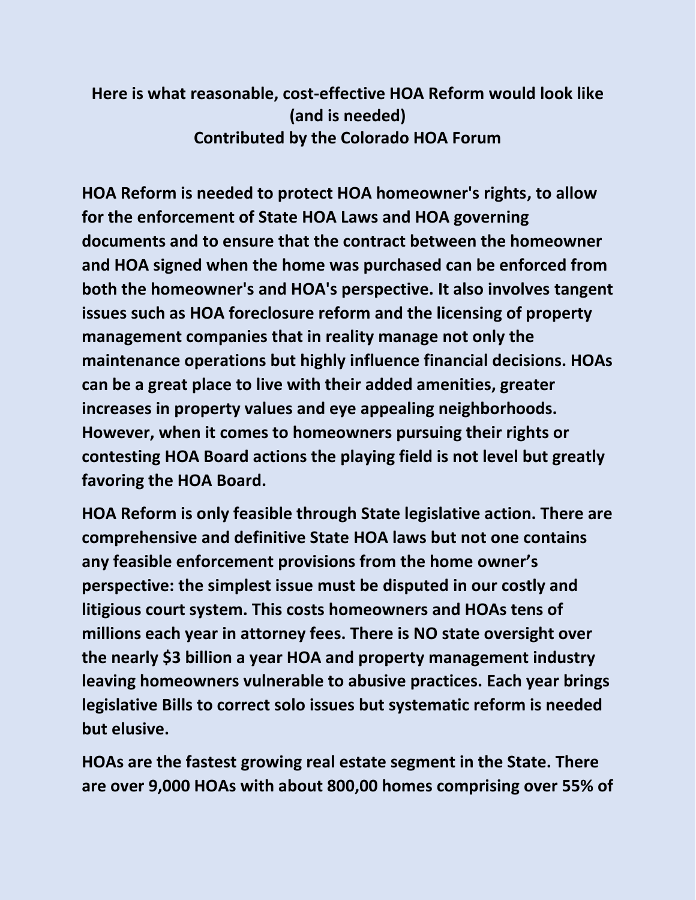# Here is what reasonable, cost-effective HOA Reform would look like (and is needed)

## Contributed by the Colorado HOA Forum

**HOA Reform is needed to protect HOA homeowner's rights, to allow for the enforcement of State HOA Laws and HOA governing documents and to ensure that the contract between the homeowner and HOA signed when the home was purchased can be enforced from both the homeowner's and HOA's perspective. It also involves tangent issues such as HOA foreclosure reform and the licensing of property management companies that in reality manage not only the maintenance operations but highly influence financial decisions. HOAs can be a great place to live with their added amenities, greater increases in property values and eye appealing neighborhoods. However, when it comes to homeowners pursuing their rights or contesting HOA Board actions the playing field is not level but greatly favoring the HOA Board.**

**HOA Reform is only feasible through State legislative action. There are comprehensive and definitive State HOA laws but not one contains any feasible enforcement provisions from the home owner's perspective: the simplest issue must be disputed in our costly and litigious court system. This costs homeowners and HOAs tens of millions each year in attorney fees. There is NO state oversight over the nearly $3 billion a year HOA and property management industry leaving homeowners vulnerable to abusive practices. Each year brings legislative Bills to correct solo issues but systematic reform is needed but elusive.**

**HOAs are the fastest growing real estate segment in the State. There are over 9,000 HOAs with about 800,00 homes comprising over 55% of**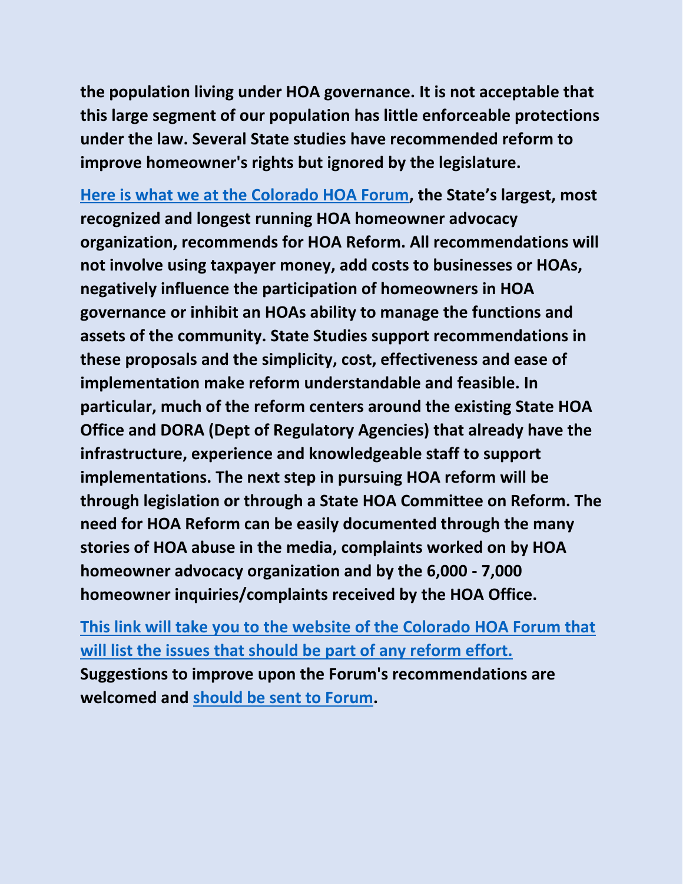**the population living under HOA governance. It is not acceptable that this large segment of our population has little enforceable protections under the law. Several State studies have recommended reform to improve homeowner's rights but ignored by the legislature.**

**Here is what we at the Colorado HOA Forum, the State's largest, most recognized and longest running HOA homeowner advocacy organization, recommends for HOA Reform. All recommendations will not involve using taxpayer money, add costs to businesses or HOAs, negatively influence the participation of homeowners in HOA governance or inhibit an HOAs ability to manage the functions and assets of the community. State Studies support recommendations in these proposals and the simplicity, cost, effectiveness and ease of implementation make reform understandable and feasible. In particular, much of the reform centers around the existing State HOA Office and DORA (Dept of Regulatory Agencies) that already have the infrastructure, experience and knowledgeable staff to support implementations. The next step in pursuing HOA reform will be through legislation or through a State HOA Committee on Reform. The need for HOA Reform can be easily documented through the many stories of HOA abuse in the media, complaints worked on by HOA homeowner advocacy organization and by the 6,000 - 7,000 homeowner inquiries/complaints received by the HOA Office.**

**This link will take you to the website of the Colorado HOA Forum that will list the issues that should be part of any reform effort. Suggestions to improve upon the Forum's recommendations are welcomed and should be sent to Forum.**